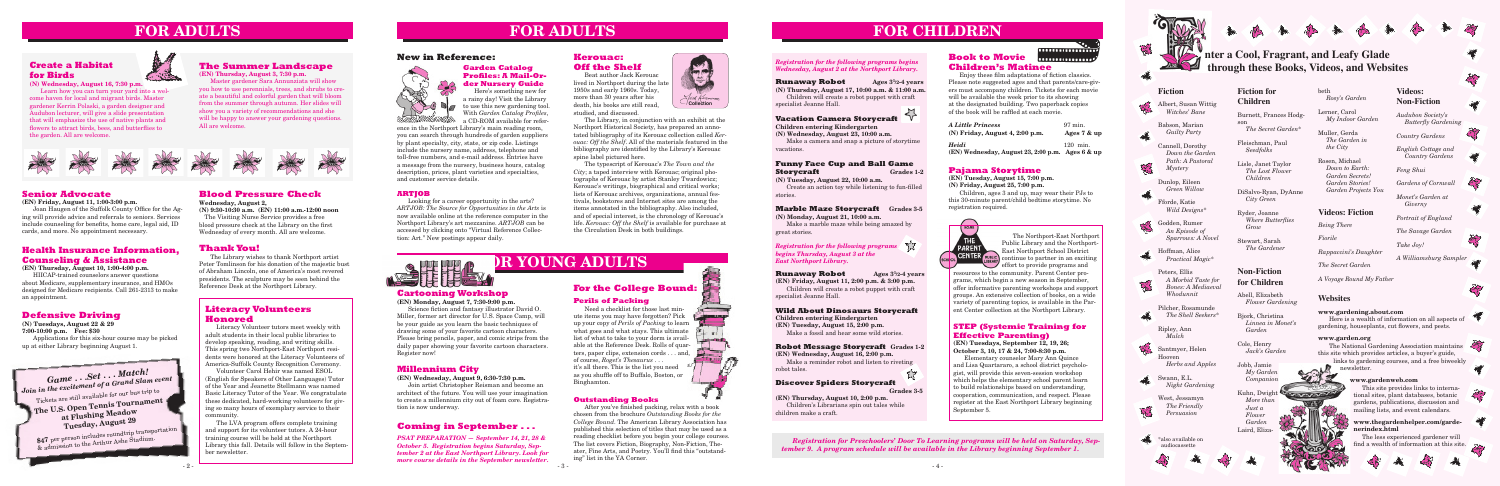# FOR ADULTS

## Create a Habitat for Birds

**(N) Wednesday, August 16, 7:30 p.m.**

Learn how you can turn your yard into a welcome haven for local and migrant birds. Master gardener Kerrin Polaski, a garden designer and Audubon lecturer, will give a slide presentation that will emphasize the use of native plants and flowers to attract birds, bees, and butterflies to the garden. All are welcome.

## The Summer Landscape

**(EN) Thursday, August 3, 7:30 p.m.**

Master gardener Sara Annunziata will show you how to use perennials, trees, and shrubs to create a beautiful and colorful garden that will bloom from the summer through autumn. Her slides will show you a variety of recommendations and she will be happy to answer your gardening questions. All are welcome.

## Senior Advocate

**(EN) Friday, August 11, 1:00-3:00 p.m.**

Joan Haupton of the Suffolk County Office for the Aging will provide advice and referrals to seniors. Services include counseling for benefits, home care, legal aid, ID cards, and more. No appointment necessary.

## Health Insurance Information, Counseling & Assistance

**(EN) Thursday, August 10, 1:00-4:00 p.m.**

HIICAP-trained counselors answer questions about Medicare, supplementary insurance, and HMOs designed for Medicare recipients. Call 261-2313 to make an appointment.

## Defensive Driving

**(N) Tuesdays, August 22 & 29**
**7:00-10:00 p.m. Fee: $36**

Applications for this six-hour course may be picked up at either Library beginning August 1.

*Game . . .Set . . . Match!*
*Join in the excitement of a Grand Slam event*

*Tickets are still available for our bus trip to*

**The U.S. Open Tennis Tournament at Flushing Meadow**
**Tuesday, August 29**

*$47 per person includes roundtrip transportation & admission to the Arthur Ashe Stadium.*

## Blood Pressure Check

**Wednesday, August 2,**
**(N) 9:30-10:30 a.m. (EN) 11:00 a.m.-12:00 noon**

The Visiting Nurse Service provides a free blood pressure check at the Library on the first Wednesday of every month. All are welcome.

## Thank You!

The Library wishes to thank Northport artist Peter Tomlinson for his donation of the majestic bust of Abraham Lincoln, one of America's most revered presidents. The sculpture may be seen behind the Reference Desk at the Northport Library.

## Literacy Volunteers Honored

Literacy Volunteer tutors meet weekly with adult students in their local public libraries to develop speaking, reading, and writing skills. This spring two Northport-East Northport residents were honored at the Literacy Volunteers of America-Suffolk County Recognition Ceremony.

Volunteer Carol Hehir was named ESOL (English for Speakers of Other Languages) Tutor of the Year and Jeanette Steilmann was named Basic Literacy Tutor of the Year. We congratulate these dedicated, hard-working volunteers for giving so many hours of exemplary service to their community.

The LVA program offers complete training and support for its volunteer tutors. A 24-hour training course will be held at the Northport Library this fall. Details will follow in the September newsletter.

# FOR ADULTS

## New in Reference:

### Garden Catalog Profiles: A Mail-Order Nursery Guide

Here's something new for a rainy day! Visit the Library to see this new gardening tool. With *Garden Catalog Profiles*, a CD-ROM available for reference in the Northport Library's main reading room, you can search through hundreds of garden suppliers by plant specialty, city, state, or zip code. Listings include the nursery name, address, telephone and toll-free numbers, and e-mail address. Entries have a message from the nursery, business hours, catalog description, prices, plant varieties and specialties, and customer service details.

### ARTJOB

Looking for a career opportunity in the arts? *ARTJOB: The Source for Opportunities in the Arts* is now available online at the reference computer in the Northport Library's art reconcavion. *ARTJOB* can be accessed by clicking onto "Virtual Reference Collection: Art." New postings appear daily.

## Kerouac: Off the Shelf

Beat author Jack Kerouac lived in Northport during the late 1950s and early 1960s. Today, more than 30 years after his death, his books are still read, studied, and discussed.

The Library, in conjunction with an exhibit at the Northport Historical Society, has prepared an annotated bibliography of its Kerouac collection called *Kerouac: Off the Shelf*. All of the materials featured in the bibliography are identified by the Library's Kerouac spine label pictured here.

The typescript of Kerouac's *The Town and the City*; a taped interview with Kerouac; original photographs of Kerouac by artist Stanley Twardowicz; Kerouac's writings, biographical and critical works; lists of Kerouac archives, organizations, annual festivals, bookstores and Internet sites are among the items annotated in the bibliography. Also included, and of special interest, is the chronology of Kerouac's life. *Kerouac: Off the Shelf* is available for purchase at the Circulation Desk in both buildings.

# FOR YOUNG ADULTS

## Cartooning Workshop

**(EN) Monday, August 7, 7:30-9:00 p.m.**

Science fiction and fantasy illustrator David O. Miller, former art director for U.S. Space Camp, will be your guide as you learn the basic techniques of drawing some of your favorite cartoon characters. Please bring pencils, paper, and comic strips from the daily paper showing your favorite cartoon characters. Register now!

## Millennium City

**(EN) Wednesday, August 9, 6:30-7:30 p.m.**

Join artist Christopher Reisman and become an architect of the future. You will use your imagination to create a millennium city out of foam core. Registration is now underway.

## Coming in September . . .

*PSAT PREPARATION — September 14, 21, 28 & October 5. Registration begins Saturday, September 2 at the East Northport Library. Look for more course details in the September newsletter.*

## For the College Bound:

### Perils of Packing

Need a checklist for those last minute items you may have forgotten? Pick up your copy of *Perils of Packing* to learn what goes and what stays. This ultimate list of what to take to your dorm is available at the Reference Desk. Rolls of quarters, paper clips, extension cords . . . and, of course, *Roget's Thesaurus* . . . it's all there. This is the list you need as you shuffle off to Buffalo, Boston, or Binghamton.

### Outstanding Books

After you've finished packing, relax with a book chosen from the brochure *Outstanding Books for the College Bound*. The American Library Association has published this selection of titles that may be used as a reading checklist before you begin your college courses. The list covers Fiction, Biography, Non-Fiction, Theater, Fine Arts, and Poetry. You'll find this "outstanding" list in the YA Corner.

# FOR CHILDREN

*Registration for the following programs begins Wednesday, August 2 at the Northport Library.*

## Runaway Robot — Ages 3½-4 years

**(N) Thursday, August 17, 10:00 a.m. & 11:00 a.m.**

Children will create a robot puppet with craft specialist Jeanne Hall.

## Vacation Camera Storycraft

**Children entering Kindergarten**
**(N) Wednesday, August 23, 10:00 a.m.**

Make a camera and snap a picture of storytime vacations.

## Funny Face Cup and Ball Game Storycraft — Grades 1-2

**(N) Tuesday, August 22, 10:00 a.m.**

Create an action toy while listening to fun-filled stories.

## Marble Maze Storycraft — Grades 3-5

**(N) Monday, August 21, 10:00 a.m.**

Make a marble maze while being amazed by great stories.

*Registration for the following programs begins Thursday, August 3 at the East Northport Library.*

## Runaway Robot — Ages 3½-4 years

**(EN) Friday, August 11, 2:00 p.m. & 3:00 p.m.**

Children will create a robot puppet with craft specialist Jeanne Hall.

## Wild About Dinosaurs Storycraft

**Children entering Kindergarten**
**(EN) Tuesday, August 15, 2:00 p.m.**

Make a fossil and hear some wild stories.

## Robot Message Storycraft — Grades 1-2

**(EN) Wednesday, August 16, 2:00 p.m.**

Make a reminder robot and listen to riveting robot tales.

## Discover Spiders Storycraft — Grades 3-5

**(EN) Thursday, August 10, 2:00 p.m.**

Children's Librarians spin out tales while children make a craft.

## Book to Movie Children's Matinee

Enjoy these film adaptations of fiction classics. Please note suggested ages and that parents/caregivers must accompany children. Tickets for each movie will be available the week prior to its showing at the designated building. Two paperback copies of the book will be raffled at each movie.

| | | |
|---|---|---|
| *A Little Princess* | 97 min. | |
| (N) Friday, August 4, 2:00 p.m. | | Ages 7 & up |
| *Heidi* | 120 min. | |
| (EN) Wednesday, August 23, 2:00 p.m. | | Ages 6 & up |

## Pajama Storytime

**(EN) Tuesday, August 15, 7:00 p.m.**
**(N) Friday, August 25, 7:00 p.m.**

Children, ages 3 and up, may wear their PJs to this 30-minute parent/child bedtime storytime. No registration required.

The Northport-East Northport Public Library and the Northport-East Northport School District continues to partner in an exciting effort to provide programs and resources to the community. Parent Center programs, which begin a new season in September, offer informative parenting workshops and support groups. An extensive collection of books, on a wide variety of parenting topics, is available in the Parent Center collection at the Northport Library.

## STEP (Systemic Training for Effective Parenting)

**(EN) Tuesdays, September 12, 19, 26; October 3, 10, 17 & 24, 7:00-8:30 p.m.**

Elementary counselor Mary Ann Quince and Lisa Quartararo, a school district psychologist, will provide this seven-session workshop which helps the elementary school parent learn to build relationships based on understanding, cooperation, communication, and respect. Please register at the East Northport Library beginning September 5.

*Registration for Preschoolers' Door To Learning programs will be held on Saturday, September 9. A program schedule will be available in the Library beginning September 1.*

## Enter a Cool, Fragrant, and Leafy Glade through these Books, Videos, and Websites

### Fiction

- Albert, Susan Wittig — *Witches' Bane*
- Babson, Marian — *Guilty Party*
- Cannell, Dorothy — *Down the Garden Path: A Pastoral Mystery*
- Dunlop, Eileen — *Green Willow*
- Fforde, Katie — *Wild Designs\**
- Godden, Rumer — *An Episode of Sparrows: A Novel*
- Hoffman, Alice — *Practical Magic\**
- Peters, Ellis — *A Morbid Taste for Bones: A Medieval Whodunnit*
- Pilcher, Rosamunde — *The Shell Seekers\**
- Ripley, Ann — *Mulch*
- Santmyer, Helen Hooven — *Herbs and Apples*
- Swann, E.L. — *Night Gardening*
- West, Jessamyn — *The Friendly Persuasion*

\*also available on audiocassette

### Fiction for Children

- Barnett, Frances Hodgson — *The Secret Garden\**
- Fleischman, Paul — *Seedfolks*
- Lisle, Janet Taylor — *The Lost Flower Children*
- DiSalvo-Ryan, DyAnne — *City Green*
- Ryder, Joanne — *Where Butterflies Grow*
- Stewart, Sarah — *The Gardener*

### Non-Fiction for Children

- Abell, Elizabeth — *Flower Gardening*
- Bjork, Christina — *Linnea in Monet's Garden*
- Cole, Henry — *Jack's Garden*
- Jobb, Jamie — *My Garden Companion*
- Kuhn, Dwight — *More than Just a Flower Garden*
- Laird, Elizabeth — *Rosy's Garden*
- Lerner, Carol — *My Indoor Garden*
- Muller, Gerda — *The Garden in the City*
- Rosen, Michael — *Down to Earth: Garden Secrets! Garden Stories! Garden Projects You*

### Videos: Non-Fiction

- *Audubon Society's Butterfly Gardening*
- *Country Gardens*
- *English Cottage and Country Gardens*
- *Feng Shui*
- *Gardens of Cornwall*
- *Monet's Garden at Giverny*
- *Portrait of England*
- *The Savage Garden*
- *Take Joy!*
- *A Williamsburg Sampler*

### Videos: Fiction

- *Being There*
- *Fiorile*
- *Rappaccini's Daughter*
- *The Secret Garden*
- *A Voyage Round My Father*

### Websites

**www.gardening.about.com**

Here is a wealth of information on all aspects of gardening, houseplants, cut flowers, and pests.

**www.garden.org**

The National Gardening Association maintains this site which provides articles, a buyer's guide, links to gardening courses, and a free biweekly newsletter.

**www.gardenweb.com**

This site provides links to international sites, plant databases, botanic gardens, publications, discussion and mailing lists, and event calendars.

**www.thegardenhelper.com/gardenhelp.html**

The less experienced gardener will find a wealth of information at this site.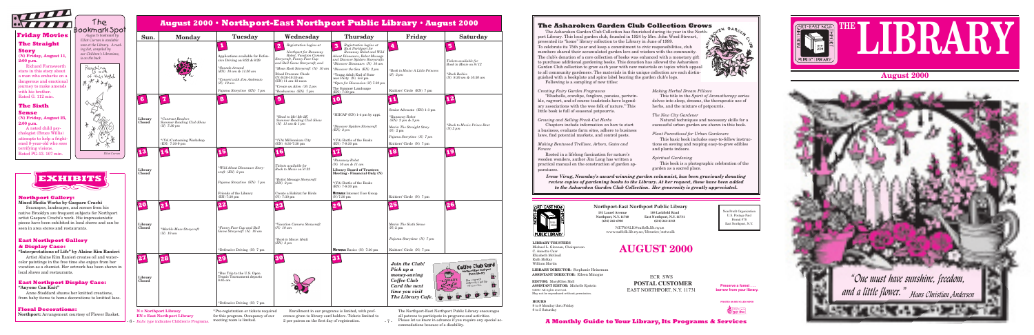## Friday Movies

### The Straight Story

**(N) Friday, August 11, 2:00 p.m.**

Richard Farnsworth stars in this story about a man who embarks on a dangerous and emotional journey to make amends with his brother. Rated G. 112 min.

### The Sixth Sense

**(N) Friday, August 25, 2:00 p.m.**

A noted child psychologist (Bruce Willis) attempts to help a frightened 8-year-old who sees terrifying visions. Rated PG-13. 107 min.

## The Bookmark Spot

*August's bookmark by Elliot Curran is available now at the Library. A reading list, compiled by our Children's Librarians, is on the back.*

Elliot Curran

## EXHIBITS

### Northport Gallery:

**Mixed Media Works by Gaspare Crachi**

Seascapes, landscapes, and scenes from his native Brooklyn are frequent subjects for Northport artist Gaspare Crachi's work. His impressionistic pieces have been exhibited in local shows and can be seen in area stores and restaurants.

### East Northport Gallery & Display Case:

**"Interpretations of Life" by Alaine Kim Ranieri**

Artist Alaine Kim Ranieri creates oil and watercolor paintings in the free time she enjoys from her vocation as a chemist. Her artwork has been shown in local shows and restaurants.

### East Northport Display Case:

**"Anyone Can Knit"**

Anne Stoddard shares her knitted creations, from baby items to home decorations to knitted lace.

### Floral Decorations:

**Northport:** Arrangement courtesy of Flower Basket.

# August 2000 • Northport-East Northport Public Library • August 2000

| Sun. | Monday | Tuesday | Wednesday | Thursday | Friday | Saturday |
|---|---|---|---|---|---|---|
| | | **1** Applications available for Defensive Driving on 8/22 & 8/29 *Sounds Around (EN) 10 am & 11:30 am \*Concert with Jim Ambrosio (N) 10 am* *Pajama Storytime (EN) 7 pm* | **2** *Registration begins at Northport for Runaway Robot, Vacation Camera Storycraft, Funny Face Cup and Ball Game Storycraft, and \*Moon Rock Storycraft (N) 10 am* Head Pressure Check (N) 9:30-10:30 am (EN) 11 am-12 noon *\*Create an Alien (N) 2 pm \*Bookaroos (EN) 7 pm* | **3** *Registration begins at East Northport for Runaway Robot and Wild About Dinosaurs, Robot Message and Dinosaur Spiders Storycrafts \*Dinosaur Discovery (N) 10 am \*Discover the Sea (EN) 2 pm \*Young Adult End of Summer Party (N) 6-8 pm \*Open for Dinosaurs (N) 7:30 pm* The Summer Landscape (EN) 7:30 pm | **4** *\*Book to Movie: A Little Princess (N) 2 pm* Knitters' Circle (EN) 7 pm | **5** *Tickets available for Book to Movie on 8/12 \*Book Babies (N) 9:30 am & 10:30 am* |
| **6** Library Closed | **7** *\*Contract Readers Summer Reading Club Show (N) 7:30 pm* \*(YA) Cartooning Workshop (EN) 7:30-9 pm | **8** | **9** *\*Read to Me: Me 2K Summer Reading Club Show (N) 11 am & 1 pm* \*(YA) Millennium City (EN) 6:30-7:30 pm | **10** \*HICAP (EN) 1-4 pm by appt. *\*Dinosaur Spiders Storycraft (EN) 2 pm* \*(YA) Battle of the Books (EN) 7-8:30 pm | **11** Senior Advocate (EN) 1-3 pm *\*Runaway Robot (EN) 2 pm & 3 pm* Movie: The Straight Story (N) 2 pm *Pajama Storytime (N) 7 pm* Knitters' Circle (EN) 7 pm | **12** *\*Book to Movie: Princess Bride (N) 2 pm* |
| **13** Library Closed | **14** | **15** *\*Wild About Dinosaurs Storycraft (EN) 2 pm* *Pajama Storytime (EN) 7 pm* Friends of the Library (EN) 7:30 pm | **16** *Tickets available for Book to Movie on 8/23* *\*Robot Message Storycraft (EN) 2 pm* Create a Habitat for Birds (N) 7:30 pm | **17** *\*Runaway Robot (N) 10 am & 11 am* **Library Board of Trustees Meeting - Financial Only (N)** \*(YA) Battle of the Books (EN) 7-8:30 pm **NETWALK** Internet User Group (N) 7:30 pm | **18** Knitters' Circle (EN) 7 pm | **19** |
| **20** Library Closed | **21** *\*Marble Maze Storycraft (N) 10 am* | **22** *\*Funny Face Cup and Ball Game Storycraft (N) 10 am* \*Defensive Driving (N) 7 pm | **23** *\*Vacation Camera Storycraft (N) 10 am* *\*Book to Movie: Heidi (EN) 2 pm* | **24** **NETWALK** Basics (N) 7:30 pm | **25** Movie: The Sixth Sense (N) 2 pm *Pajama Storytime (N) 7 pm* Knitters' Circle (EN) 7 pm | **26** |
| **27** Library Closed | **28** | **29** \*Bus Trip to the U.S. Open Tennis Tournament departs 8:45 am \*Defensive Driving (N) 7 pm | **30** | **31** | *Join the Club! Pick up a money-saving Coffee Club Card the next time you visit The Library Cafe.* | |

**N** = Northport Library
**EN** = East Northport Library
*Italic type* indicates Children's Programs.

\*Pre-registration or tickets required for this program. Occupancy of our meeting room is limited.

Enrollment in our programs is limited, with preference given to library card holders. Tickets limited to 2 per patron on the first day of registration.

The Northport-East Northport Public Library encourages all patrons to participate in programs and activities. Please let us know in advance if you require any special accommodations because of a disability.

## The Asharoken Garden Club Collection Grows

The Asharoken Garden Club Collection has flourished during its year in the Northport Library. This local garden club, founded in 1924 by Mrs. John Wood Stewart, presented its "home" library collection to the Library in June of 1999. To celebrate its 75th year and keep a commitment to civic responsibilities, club members shared their accumulated garden lore and wisdom with the community. The club's donation of a core collection of books was enhanced with a monetary gift to purchase additional gardening books. This donation has allowed the Asharoken Garden Club collection to grow each year with new materials on topics which appeal to all community gardeners. The materials in this unique collection are each distinguished with a bookplate and spine label bearing the garden club's logo.

Following is a sampling of new titles:

*Creating Fairy Garden Fragrances*

"Bluebells, cowslips, foxglove, pansies, periwinkle, ragwort, and of course toadstools have legendary associations with the wee folk of nature." This little book is full of seasonal potpourris.

*Growing and Selling Fresh-Cut Herbs*

Chapters include information on how to start a business, evaluate farm sites, adhere to business laws, find potential markets, and control pests.

*Making Bentwood Trellises, Arbors, Gates and Fences*

Rooted in a lifelong fascination for nature's wooden wonders, author Jim Long has written a practical manual on the construction of garden appurtenances.

*Making Herbal Dream Pillows*

This title in the *Spirit of Aromatherapy* series delves into sleep, dreams, the therapeutic use of herbs, and the mixture of potpourris.

*The New City Gardener*

Natural techniques and necessary skills for a successful urban garden are shown in this book.

*Plant Parenthood for Urban Gardeners*

This basic book includes easy-to-follow instructions on sowing and reaping easy-to-grow edibles and plants indoors.

*Spiritual Gardening*

This book is a photographic celebration of the garden as a sacred place.

***Irene Virag, Newsday's award-winning garden columnist, has graciously donating review copies of gardening books to the Library. At her request, these have been added to the Asharoken Garden Club Collection. Her generosity is greatly appreciated.***

**Northport-East Northport Public Library**

151 Laurel Avenue
Northport, N.Y. 11768
(631) 261-6930

185 Larkfield Road
East Northport, N.Y. 11731
(631) 261-2313

NETWALK@suffolk.lib.ny.us
www.suffolk.lib.ny.us/libraries/netwalk

Non-Profit Organization
U.S. Postage Paid
Permit #79
East Northport, N.Y.

# AUGUST 2000

**LIBRARY TRUSTEES**
Michael L. Glennon, Chairperson
C. Annette Carr
Elizabeth McCloud
Ruth McKay
William Martin

**LIBRARY DIRECTOR:** Stephanie Heineman
**ASSISTANT DIRECTOR:** Eileen Minogue

**EDITOR:** MaryEllen Mall
**ASSISTANT EDITOR:** Michelle Epstein
©2000. All rights reserved.
May not be reproduced without permission.

**HOURS**
9 to 9 Monday thru Friday
9 to 5 Saturday

ECR SWS
**POSTAL CUSTOMER**
EAST NORTHPORT, N.Y. 11731

Preserve a forest . . . borrow from your library.

PRINTED ON RECYCLED PAPER

### A Monthly Guide to Your Library, Its Programs & Services

# THE LIBRARY

**August 2000**

*"One must have sunshine, freedom, and a little flower." Hans Christian Andersen*